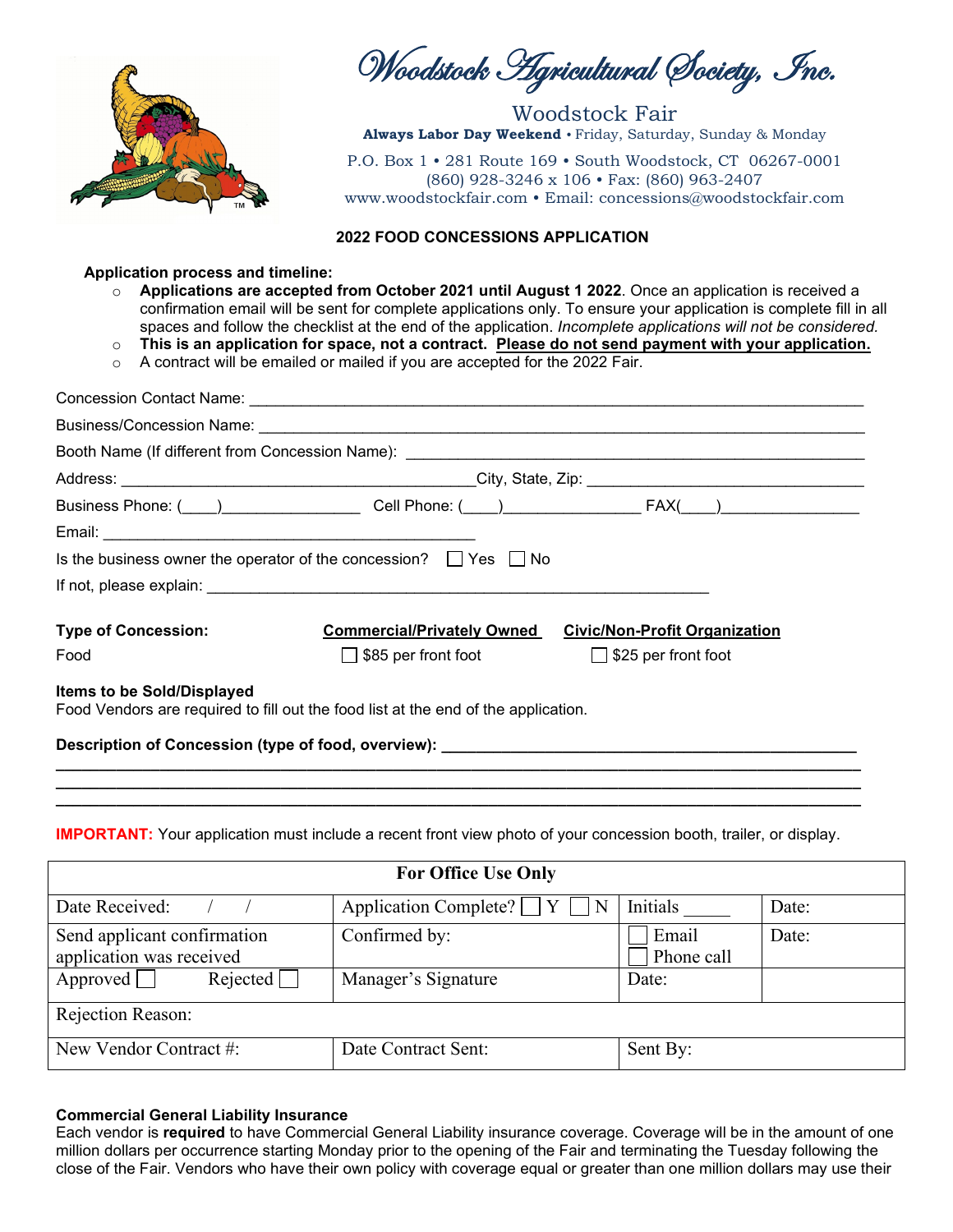# Woodstock Agricultural Society, Inc.

Woodstock Fair

**Always Labor Day Weekend** • Friday, Saturday, Sunday & Monday

P.O. Box 1 • 281 Route 169 • South Woodstock, CT 06267-0001
(860) 928-3246 x 106 • Fax: (860) 963-2407
www.woodstockfair.com • Email: concessions@woodstockfair.com

## 2022 FOOD CONCESSIONS APPLICATION

**Application process and timeline:**

- **Applications are accepted from October 2021 until August 1 2022**. Once an application is received a confirmation email will be sent for complete applications only. To ensure your application is complete fill in all spaces and follow the checklist at the end of the application. *Incomplete applications will not be considered.*
- **This is an application for space, not a contract. Please do not send payment with your application.**
- A contract will be emailed or mailed if you are accepted for the 2022 Fair.

Concession Contact Name: ______________________________________________

Business/Concession Name: ______________________________________________

Booth Name (If different from Concession Name): ______________________________

Address: ______________________________ City, State, Zip: ______________________

Business Phone: (____)______________ Cell Phone: (____)______________ FAX(____)______________

Email: ______________________________

Is the business owner the operator of the concession? ☐ Yes ☐ No

If not, please explain: ______________________________________________

| **Type of Concession:** | **Commercial/Privately Owned** | **Civic/Non-Profit Organization** |
|---|---|---|
| Food | ☐ $85 per front foot | ☐ $25 per front foot |

**Items to be Sold/Displayed**
Food Vendors are required to fill out the food list at the end of the application.

**Description of Concession (type of food, overview):** ______________________________

______________________________________________________________________

______________________________________________________________________

______________________________________________________________________

**IMPORTANT:** Your application must include a recent front view photo of your concession booth, trailer, or display.

| For Office Use Only | | | |
|---|---|---|---|
| Date Received: / / | Application Complete? ☐ Y ☐ N | Initials _____ | Date: |
| Send applicant confirmation application was received | Confirmed by: | ☐ Email ☐ Phone call | Date: |
| Approved ☐ Rejected ☐ | Manager's Signature | Date: | |
| Rejection Reason: | | | |
| New Vendor Contract #: | Date Contract Sent: | Sent By: | |

**Commercial General Liability Insurance**
Each vendor is **required** to have Commercial General Liability insurance coverage. Coverage will be in the amount of one million dollars per occurrence starting Monday prior to the opening of the Fair and terminating the Tuesday following the close of the Fair. Vendors who have their own policy with coverage equal or greater than one million dollars may use their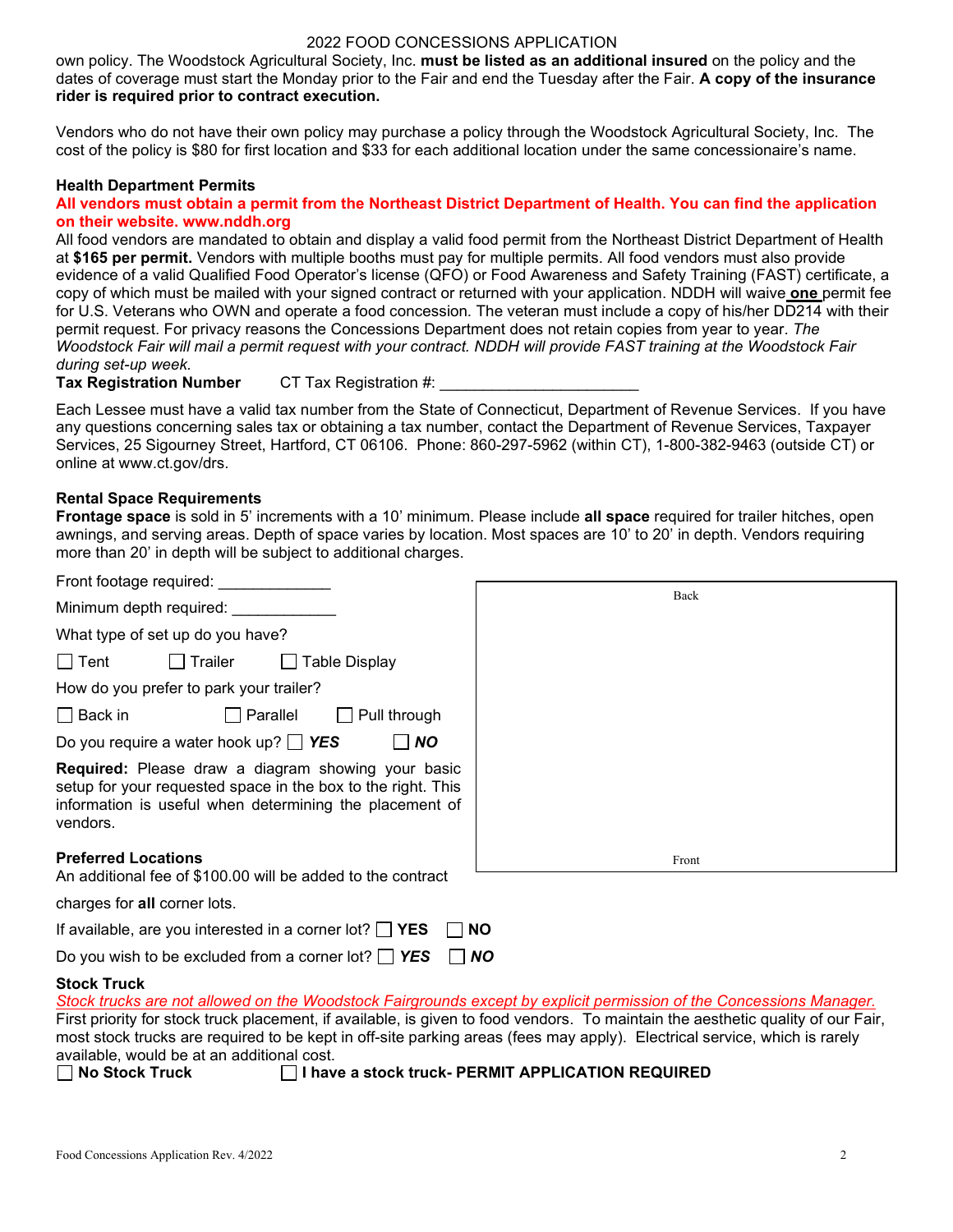own policy. The Woodstock Agricultural Society, Inc. **must be listed as an additional insured** on the policy and the dates of coverage must start the Monday prior to the Fair and end the Tuesday after the Fair. **A copy of the insurance rider is required prior to contract execution.**

Vendors who do not have their own policy may purchase a policy through the Woodstock Agricultural Society, Inc. The cost of the policy is $80 for first location and $33 for each additional location under the same concessionaire's name.

### Health Department Permits

**All vendors must obtain a permit from the Northeast District Department of Health. You can find the application on their website. www.nddh.org**

All food vendors are mandated to obtain and display a valid food permit from the Northeast District Department of Health at **$165 per permit.** Vendors with multiple booths must pay for multiple permits. All food vendors must also provide evidence of a valid Qualified Food Operator's license (QFO) or Food Awareness and Safety Training (FAST) certificate, a copy of which must be mailed with your signed contract or returned with your application. NDDH will waive **one** permit fee for U.S. Veterans who OWN and operate a food concession. The veteran must include a copy of his/her DD214 with their permit request. For privacy reasons the Concessions Department does not retain copies from year to year. *The Woodstock Fair will mail a permit request with your contract. NDDH will provide FAST training at the Woodstock Fair during set-up week.*

**Tax Registration Number** CT Tax Registration #: ______________________

Each Lessee must have a valid tax number from the State of Connecticut, Department of Revenue Services. If you have any questions concerning sales tax or obtaining a tax number, contact the Department of Revenue Services, Taxpayer Services, 25 Sigourney Street, Hartford, CT 06106. Phone: 860-297-5962 (within CT), 1-800-382-9463 (outside CT) or online at www.ct.gov/drs.

### Rental Space Requirements

**Frontage space** is sold in 5' increments with a 10' minimum. Please include **all space** required for trailer hitches, open awnings, and serving areas. Depth of space varies by location. Most spaces are 10' to 20' in depth. Vendors requiring more than 20' in depth will be subject to additional charges.

Front footage required: _____________

Minimum depth required: ____________

What type of set up do you have?

☐ Tent ☐ Trailer ☐ Table Display

How do you prefer to park your trailer?

☐ Back in ☐ Parallel ☐ Pull through

Do you require a water hook up? ☐ ***YES*** ☐ ***NO***

**Required:** Please draw a diagram showing your basic setup for your requested space in the box to the right. This information is useful when determining the placement of vendors.

Back

Front

### Preferred Locations

An additional fee of $100.00 will be added to the contract charges for **all** corner lots.

If available, are you interested in a corner lot? ☐ **YES** ☐ **NO**

Do you wish to be excluded from a corner lot? ☐ ***YES*** ☐ ***NO***

### Stock Truck

*Stock trucks are not allowed on the Woodstock Fairgrounds except by explicit permission of the Concessions Manager.*

First priority for stock truck placement, if available, is given to food vendors. To maintain the aesthetic quality of our Fair, most stock trucks are required to be kept in off-site parking areas (fees may apply). Electrical service, which is rarely available, would be at an additional cost.

☐ **No Stock Truck** ☐ **I have a stock truck- PERMIT APPLICATION REQUIRED**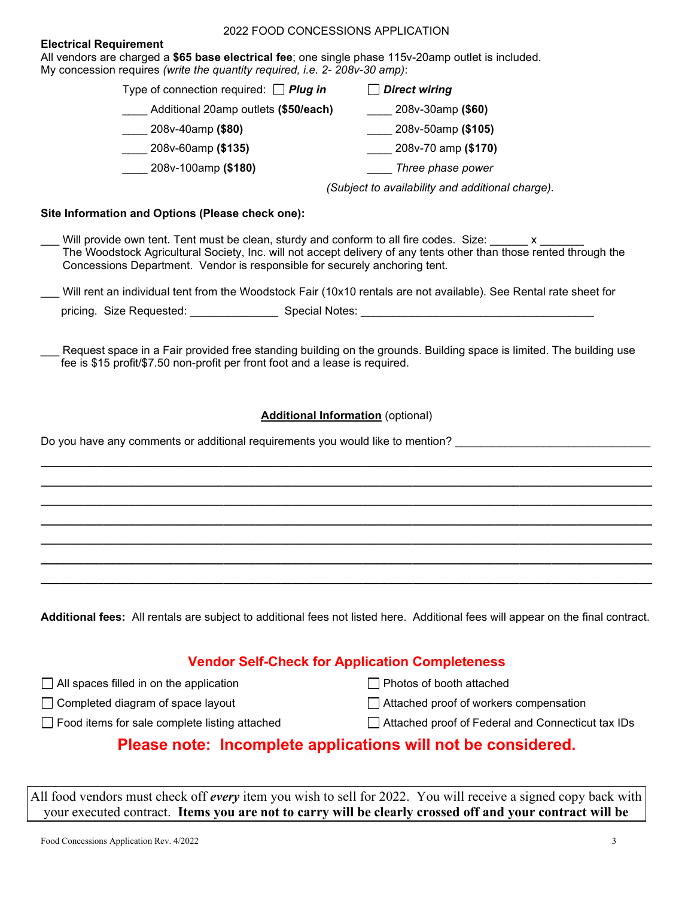2022 FOOD CONCESSIONS APPLICATION

**Electrical Requirement**

All vendors are charged a **$65 base electrical fee**; one single phase 115v-20amp outlet is included.
My concession requires *(write the quantity required, i.e. 2- 208v-30 amp)*:

Type of connection required: ☐ ***Plug in*** ☐ ***Direct wiring***

____ Additional 20amp outlets **($50/each)**

____ 208v-30amp **($60)**

____ 208v-40amp **($80)**

____ 208v-50amp **($105)**

____ 208v-60amp **($135)**

____ 208v-70 amp **($170)**

____ 208v-100amp **($180)**

____ *Three phase power*

*(Subject to availability and additional charge).*

**Site Information and Options (Please check one):**

___ Will provide own tent. Tent must be clean, sturdy and conform to all fire codes. Size: ______ x _______
The Woodstock Agricultural Society, Inc. will not accept delivery of any tents other than those rented through the Concessions Department. Vendor is responsible for securely anchoring tent.

___ Will rent an individual tent from the Woodstock Fair (10x10 rentals are not available). See Rental rate sheet for pricing. Size Requested: ______________ Special Notes: ______________________________________

___ Request space in a Fair provided free standing building on the grounds. Building space is limited. The building use fee is $15 profit/$7.50 non-profit per front foot and a lease is required.

**Additional Information** (optional)

Do you have any comments or additional requirements you would like to mention? _______________________________

______________________________________________________________________________________

______________________________________________________________________________________

______________________________________________________________________________________

______________________________________________________________________________________

______________________________________________________________________________________

______________________________________________________________________________________

______________________________________________________________________________________

**Additional fees:** All rentals are subject to additional fees not listed here. Additional fees will appear on the final contract.

## Vendor Self-Check for Application Completeness

☐ All spaces filled in on the application

☐ Photos of booth attached

☐ Completed diagram of space layout

☐ Attached proof of workers compensation

☐ Food items for sale complete listing attached

☐ Attached proof of Federal and Connecticut tax IDs

## Please note: Incomplete applications will not be considered.

All food vendors must check off ***every*** item you wish to sell for 2022. You will receive a signed copy back with your executed contract. **Items you are not to carry will be clearly crossed off and your contract will be**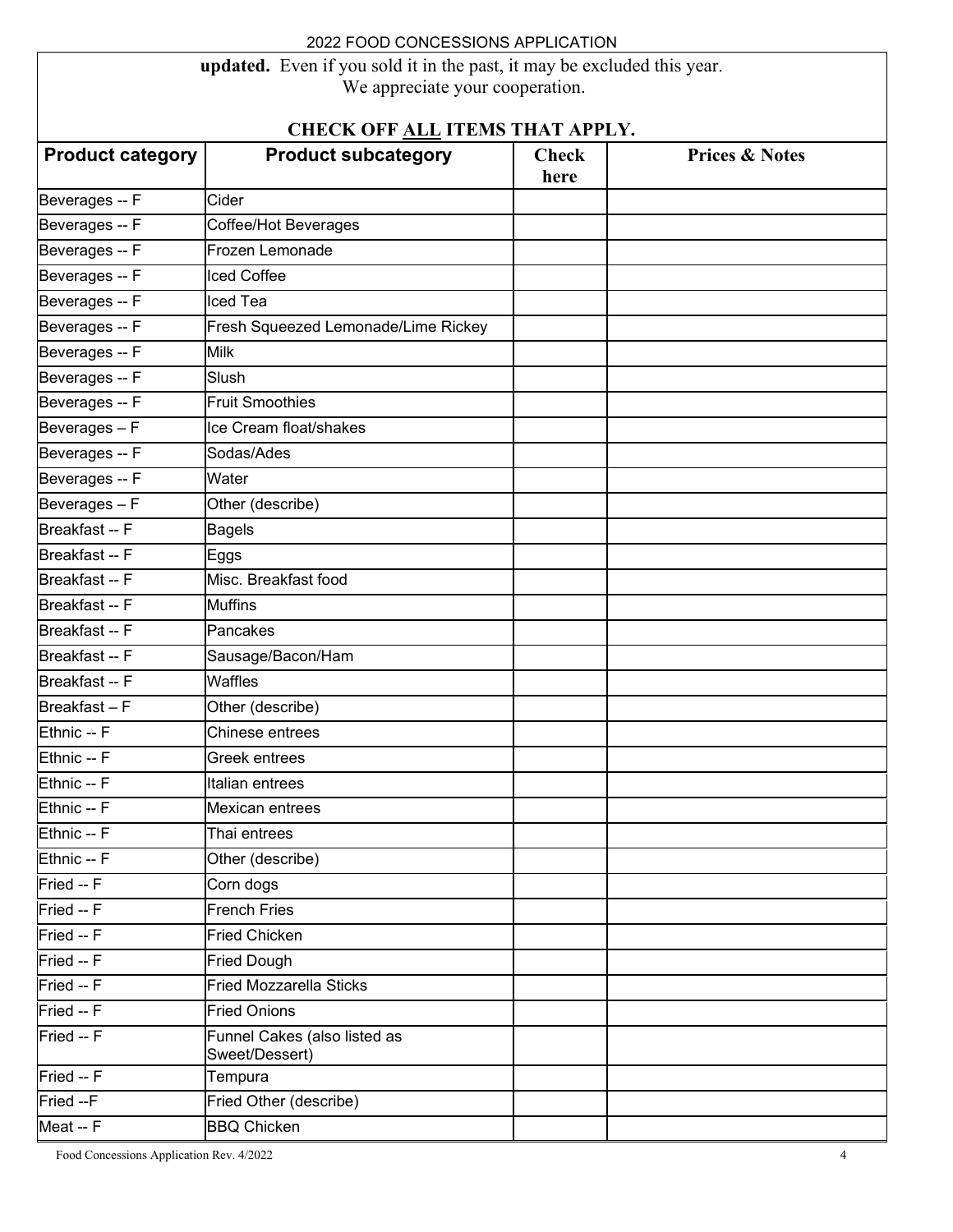**updated.** Even if you sold it in the past, it may be excluded this year.
We appreciate your cooperation.

**CHECK OFF ALL ITEMS THAT APPLY.**

| Product category | Product subcategory | Check here | Prices & Notes |
|---|---|---|---|
| Beverages -- F | Cider | | |
| Beverages -- F | Coffee/Hot Beverages | | |
| Beverages -- F | Frozen Lemonade | | |
| Beverages -- F | Iced Coffee | | |
| Beverages -- F | Iced Tea | | |
| Beverages -- F | Fresh Squeezed Lemonade/Lime Rickey | | |
| Beverages -- F | Milk | | |
| Beverages -- F | Slush | | |
| Beverages -- F | Fruit Smoothies | | |
| Beverages – F | Ice Cream float/shakes | | |
| Beverages -- F | Sodas/Ades | | |
| Beverages -- F | Water | | |
| Beverages – F | Other (describe) | | |
| Breakfast -- F | Bagels | | |
| Breakfast -- F | Eggs | | |
| Breakfast -- F | Misc. Breakfast food | | |
| Breakfast -- F | Muffins | | |
| Breakfast -- F | Pancakes | | |
| Breakfast -- F | Sausage/Bacon/Ham | | |
| Breakfast -- F | Waffles | | |
| Breakfast – F | Other (describe) | | |
| Ethnic -- F | Chinese entrees | | |
| Ethnic -- F | Greek entrees | | |
| Ethnic -- F | Italian entrees | | |
| Ethnic -- F | Mexican entrees | | |
| Ethnic -- F | Thai entrees | | |
| Ethnic -- F | Other (describe) | | |
| Fried -- F | Corn dogs | | |
| Fried -- F | French Fries | | |
| Fried -- F | Fried Chicken | | |
| Fried -- F | Fried Dough | | |
| Fried -- F | Fried Mozzarella Sticks | | |
| Fried -- F | Fried Onions | | |
| Fried -- F | Funnel Cakes (also listed as Sweet/Dessert) | | |
| Fried -- F | Tempura | | |
| Fried --F | Fried Other (describe) | | |
| Meat -- F | BBQ Chicken | | |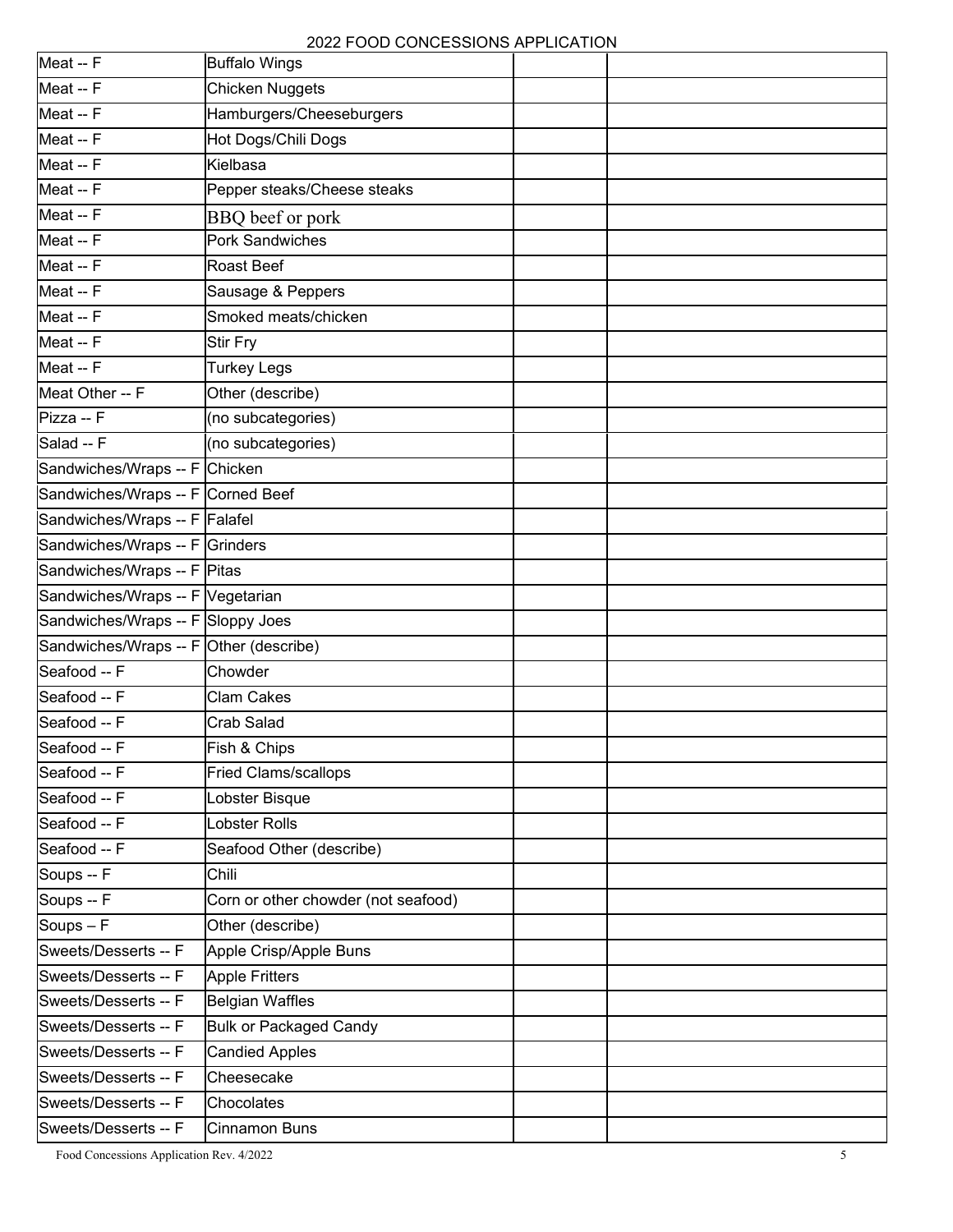| Meat -- F | Buffalo Wings | | |
|---|---|---|---|
| Meat -- F | Chicken Nuggets | | |
| Meat -- F | Hamburgers/Cheeseburgers | | |
| Meat -- F | Hot Dogs/Chili Dogs | | |
| Meat -- F | Kielbasa | | |
| Meat -- F | Pepper steaks/Cheese steaks | | |
| Meat -- F | BBQ beef or pork | | |
| Meat -- F | Pork Sandwiches | | |
| Meat -- F | Roast Beef | | |
| Meat -- F | Sausage & Peppers | | |
| Meat -- F | Smoked meats/chicken | | |
| Meat -- F | Stir Fry | | |
| Meat -- F | Turkey Legs | | |
| Meat Other -- F | Other (describe) | | |
| Pizza -- F | (no subcategories) | | |
| Salad -- F | (no subcategories) | | |
| Sandwiches/Wraps -- F | Chicken | | |
| Sandwiches/Wraps -- F | Corned Beef | | |
| Sandwiches/Wraps -- F | Falafel | | |
| Sandwiches/Wraps -- F | Grinders | | |
| Sandwiches/Wraps -- F | Pitas | | |
| Sandwiches/Wraps -- F | Vegetarian | | |
| Sandwiches/Wraps -- F | Sloppy Joes | | |
| Sandwiches/Wraps -- F | Other (describe) | | |
| Seafood -- F | Chowder | | |
| Seafood -- F | Clam Cakes | | |
| Seafood -- F | Crab Salad | | |
| Seafood -- F | Fish & Chips | | |
| Seafood -- F | Fried Clams/scallops | | |
| Seafood -- F | Lobster Bisque | | |
| Seafood -- F | Lobster Rolls | | |
| Seafood -- F | Seafood Other (describe) | | |
| Soups -- F | Chili | | |
| Soups -- F | Corn or other chowder (not seafood) | | |
| Soups – F | Other (describe) | | |
| Sweets/Desserts -- F | Apple Crisp/Apple Buns | | |
| Sweets/Desserts -- F | Apple Fritters | | |
| Sweets/Desserts -- F | Belgian Waffles | | |
| Sweets/Desserts -- F | Bulk or Packaged Candy | | |
| Sweets/Desserts -- F | Candied Apples | | |
| Sweets/Desserts -- F | Cheesecake | | |
| Sweets/Desserts -- F | Chocolates | | |
| Sweets/Desserts -- F | Cinnamon Buns | | |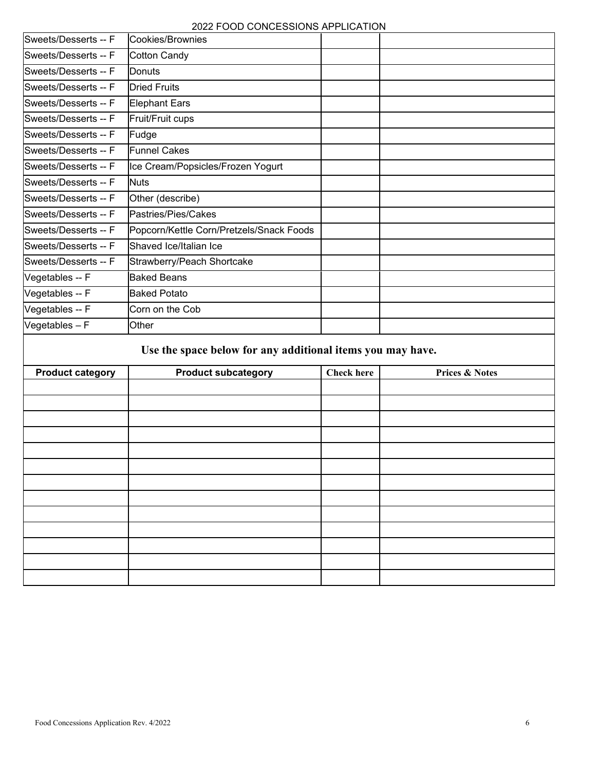| | | | |
|---|---|---|---|
| Sweets/Desserts -- F | Cookies/Brownies | | |
| Sweets/Desserts -- F | Cotton Candy | | |
| Sweets/Desserts -- F | Donuts | | |
| Sweets/Desserts -- F | Dried Fruits | | |
| Sweets/Desserts -- F | Elephant Ears | | |
| Sweets/Desserts -- F | Fruit/Fruit cups | | |
| Sweets/Desserts -- F | Fudge | | |
| Sweets/Desserts -- F | Funnel Cakes | | |
| Sweets/Desserts -- F | Ice Cream/Popsicles/Frozen Yogurt | | |
| Sweets/Desserts -- F | Nuts | | |
| Sweets/Desserts -- F | Other (describe) | | |
| Sweets/Desserts -- F | Pastries/Pies/Cakes | | |
| Sweets/Desserts -- F | Popcorn/Kettle Corn/Pretzels/Snack Foods | | |
| Sweets/Desserts -- F | Shaved Ice/Italian Ice | | |
| Sweets/Desserts -- F | Strawberry/Peach Shortcake | | |
| Vegetables -- F | Baked Beans | | |
| Vegetables -- F | Baked Potato | | |
| Vegetables -- F | Corn on the Cob | | |
| Vegetables – F | Other | | |

**Use the space below for any additional items you may have.**

| Product category | Product subcategory | Check here | Prices & Notes |
|---|---|---|---|
| | | | |
| | | | |
| | | | |
| | | | |
| | | | |
| | | | |
| | | | |
| | | | |
| | | | |
| | | | |
| | | | |
| | | | |
| | | | |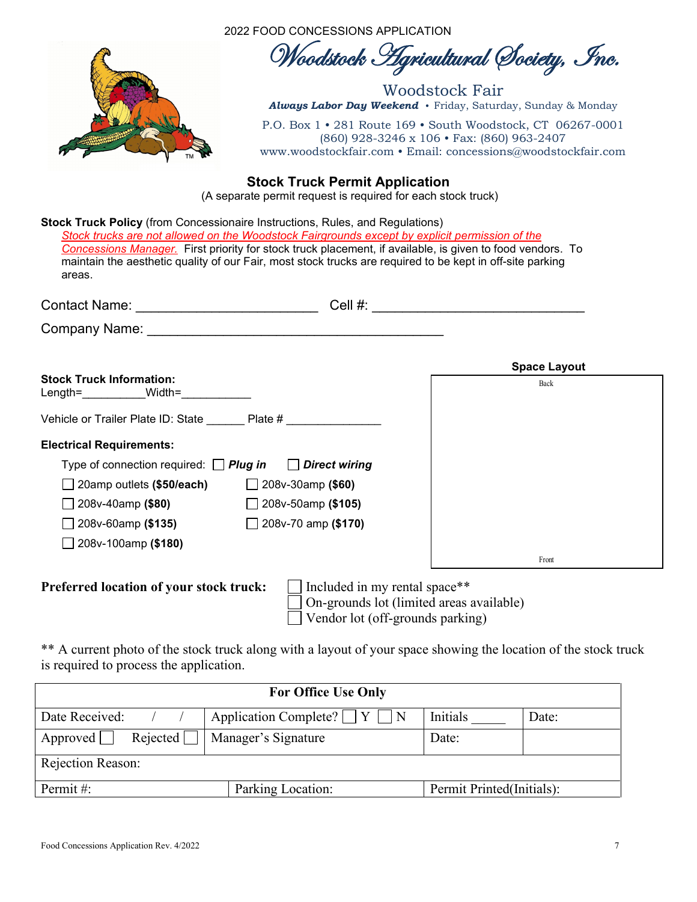2022 FOOD CONCESSIONS APPLICATION

# Woodstock Agricultural Society, Inc.

Woodstock Fair

***Always Labor Day Weekend*** • Friday, Saturday, Sunday & Monday

P.O. Box 1 • 281 Route 169 • South Woodstock, CT 06267-0001
(860) 928-3246 x 106 • Fax: (860) 963-2407
www.woodstockfair.com • Email: concessions@woodstockfair.com

## Stock Truck Permit Application

(A separate permit request is required for each stock truck)

**Stock Truck Policy** (from Concessionaire Instructions, Rules, and Regulations)

*Stock trucks are not allowed on the Woodstock Fairgrounds except by explicit permission of the Concessions Manager.* First priority for stock truck placement, if available, is given to food vendors. To maintain the aesthetic quality of our Fair, most stock trucks are required to be kept in off-site parking areas.

Contact Name: _______________________ Cell #: ___________________________

Company Name: ______________________________________

**Stock Truck Information:**

Length=__________Width=___________

Vehicle or Trailer Plate ID: State ______ Plate # _______________

**Electrical Requirements:**

Type of connection required: ☐ ***Plug in*** ☐ ***Direct wiring***

- ☐ 20amp outlets **($50/each)**
- ☐ 208v-30amp **($60)**
- ☐ 208v-40amp **($80)**
- ☐ 208v-50amp **($105)**
- ☐ 208v-60amp **($135)**
- ☐ 208v-70 amp **($170)**
- ☐ 208v-100amp **($180)**

**Space Layout**

Back

Front

**Preferred location of your stock truck:**

- ☐ Included in my rental space**
- ☐ On-grounds lot (limited areas available)
- ☐ Vendor lot (off-grounds parking)

** A current photo of the stock truck along with a layout of your space showing the location of the stock truck is required to process the application.

| For Office Use Only | | | |
|---|---|---|---|
| Date Received: / / | Application Complete? ☐ Y ☐ N | Initials _____ | Date: |
| Approved ☐ Rejected ☐ | Manager's Signature | Date: | |
| Rejection Reason: | | | |
| Permit #: | Parking Location: | Permit Printed(Initials): | |

Food Concessions Application Rev. 4/2022